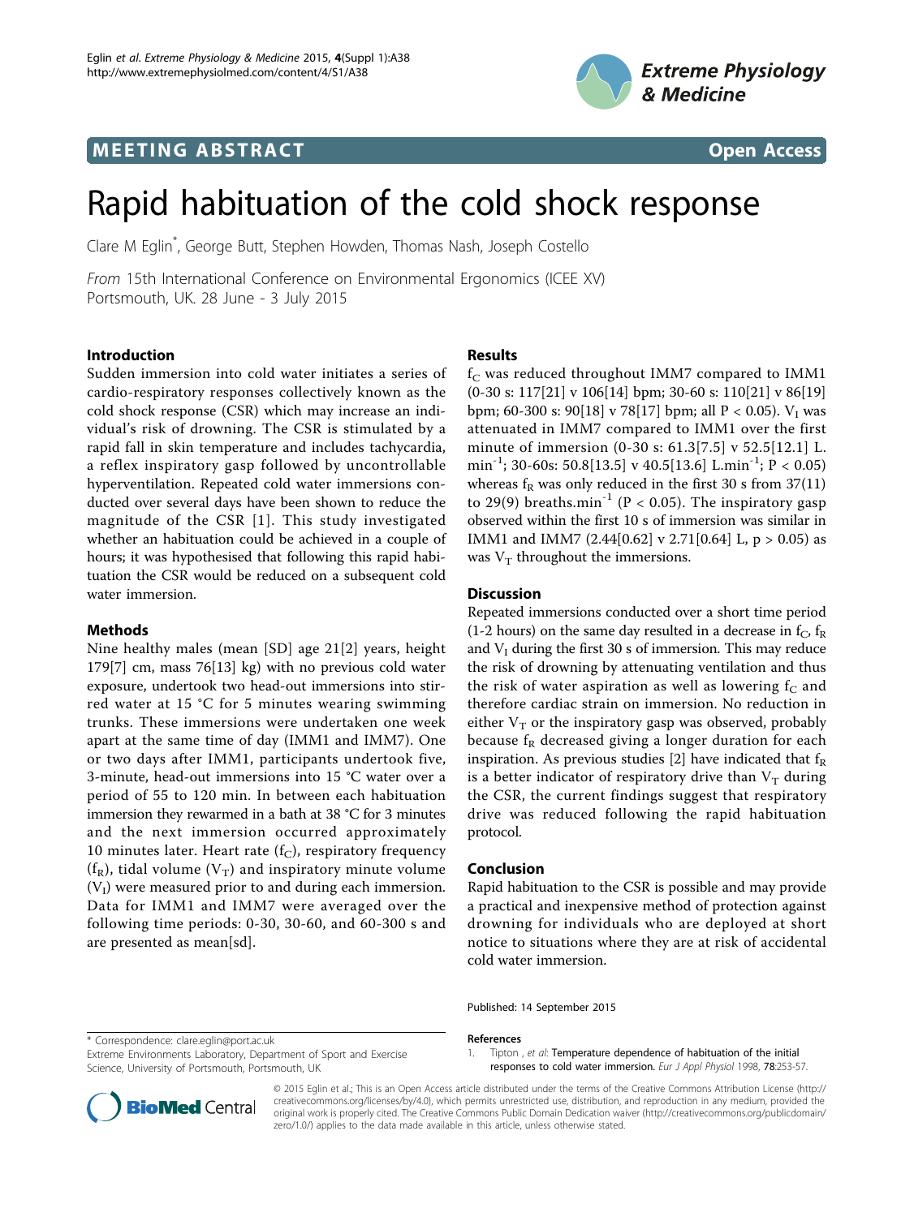MEETING ABSTRACT

Open Access

# Rapid habituation of the cold shock response

Clare M Eglin*, George Butt, Stephen Howden, Thomas Nash, Joseph Costello

*From* 15th International Conference on Environmental Ergonomics (ICEE XV)
Portsmouth, UK. 28 June - 3 July 2015

## Introduction

Sudden immersion into cold water initiates a series of cardio-respiratory responses collectively known as the cold shock response (CSR) which may increase an individual's risk of drowning. The CSR is stimulated by a rapid fall in skin temperature and includes tachycardia, a reflex inspiratory gasp followed by uncontrollable hyperventilation. Repeated cold water immersions conducted over several days have been shown to reduce the magnitude of the CSR [1]. This study investigated whether an habituation could be achieved in a couple of hours; it was hypothesised that following this rapid habituation the CSR would be reduced on a subsequent cold water immersion.

## Methods

Nine healthy males (mean [SD] age 21[2] years, height 179[7] cm, mass 76[13] kg) with no previous cold water exposure, undertook two head-out immersions into stirred water at 15 °C for 5 minutes wearing swimming trunks. These immersions were undertaken one week apart at the same time of day (IMM1 and IMM7). One or two days after IMM1, participants undertook five, 3-minute, head-out immersions into 15 °C water over a period of 55 to 120 min. In between each habituation immersion they rewarmed in a bath at 38 °C for 3 minutes and the next immersion occurred approximately 10 minutes later. Heart rate ($f_C$), respiratory frequency ($f_R$), tidal volume ($V_T$) and inspiratory minute volume ($V_I$) were measured prior to and during each immersion. Data for IMM1 and IMM7 were averaged over the following time periods: 0-30, 30-60, and 60-300 s and are presented as mean[sd].

## Results

$f_C$ was reduced throughout IMM7 compared to IMM1 (0-30 s: 117[21] v 106[14] bpm; 30-60 s: 110[21] v 86[19] bpm; 60-300 s: 90[18] v 78[17] bpm; all $P < 0.05$). $V_I$ was attenuated in IMM7 compared to IMM1 over the first minute of immersion (0-30 s: 61.3[7.5] v 52.5[12.1] $L.min^{-1}$; 30-60s: 50.8[13.5] v 40.5[13.6] $L.min^{-1}$; $P < 0.05$) whereas $f_R$ was only reduced in the first 30 s from 37(11) to 29(9) $breaths.min^{-1}$ ($P < 0.05$). The inspiratory gasp observed within the first 10 s of immersion was similar in IMM1 and IMM7 (2.44[0.62] v 2.71[0.64] L, $p > 0.05$) as was $V_T$ throughout the immersions.

## Discussion

Repeated immersions conducted over a short time period (1-2 hours) on the same day resulted in a decrease in $f_C$, $f_R$ and $V_I$ during the first 30 s of immersion. This may reduce the risk of drowning by attenuating ventilation and thus the risk of water aspiration as well as lowering $f_C$ and therefore cardiac strain on immersion. No reduction in either $V_T$ or the inspiratory gasp was observed, probably because $f_R$ decreased giving a longer duration for each inspiration. As previous studies [2] have indicated that $f_R$ is a better indicator of respiratory drive than $V_T$ during the CSR, the current findings suggest that respiratory drive was reduced following the rapid habituation protocol.

## Conclusion

Rapid habituation to the CSR is possible and may provide a practical and inexpensive method of protection against drowning for individuals who are deployed at short notice to situations where they are at risk of accidental cold water immersion.

Published: 14 September 2015

## References

1. Tipton , *et al*: **Temperature dependence of habituation of the initial responses to cold water immersion.** *Eur J Appl Physiol* 1998, **78**:253-57.

* Correspondence: clare.eglin@port.ac.uk
Extreme Environments Laboratory, Department of Sport and Exercise Science, University of Portsmouth, Portsmouth, UK

© 2015 Eglin et al.; This is an Open Access article distributed under the terms of the Creative Commons Attribution License (http://creativecommons.org/licenses/by/4.0), which permits unrestricted use, distribution, and reproduction in any medium, provided the original work is properly cited. The Creative Commons Public Domain Dedication waiver (http://creativecommons.org/publicdomain/zero/1.0/) applies to the data made available in this article, unless otherwise stated.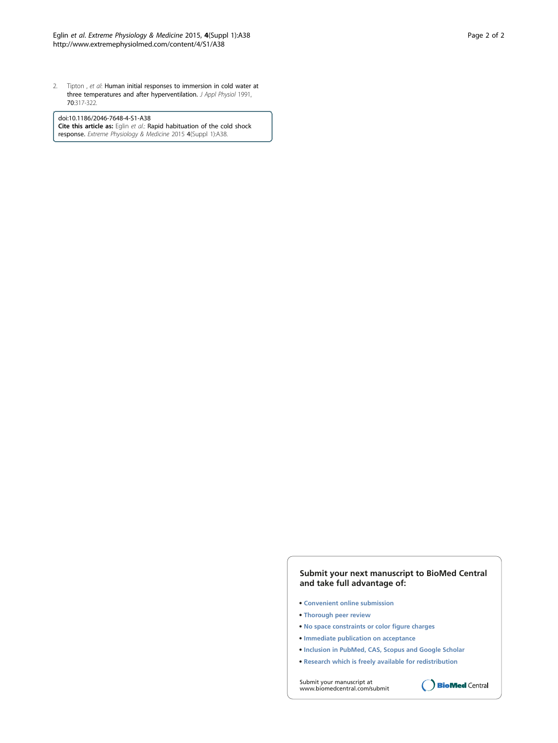2. Tipton , *et al*: **Human initial responses to immersion in cold water at three temperatures and after hyperventilation.** *J Appl Physiol* 1991, **70**:317-322.

doi:10.1186/2046-7648-4-S1-A38
**Cite this article as:** Eglin *et al.*: **Rapid habituation of the cold shock response.** *Extreme Physiology & Medicine* 2015 **4**(Suppl 1):A38.

**Submit your next manuscript to BioMed Central and take full advantage of:**

- **Convenient online submission**
- **Thorough peer review**
- **No space constraints or color figure charges**
- **Immediate publication on acceptance**
- **Inclusion in PubMed, CAS, Scopus and Google Scholar**
- **Research which is freely available for redistribution**

Submit your manuscript at
www.biomedcentral.com/submit

BioMed Central